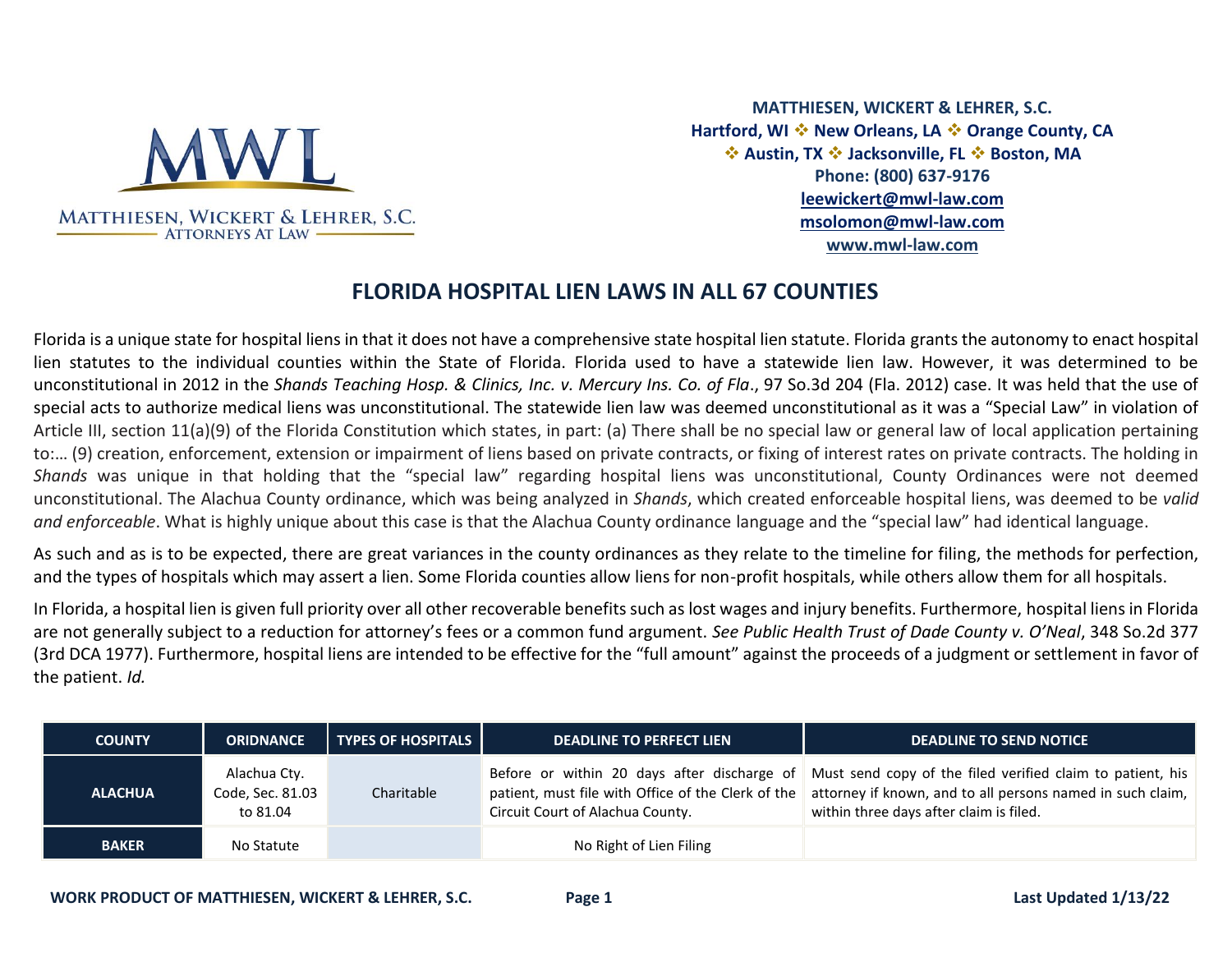MATTHIESEN, WICKERT & LEHRER, S.C.
ATTORNEYS AT LAW

**MATTHIESEN, WICKERT & LEHRER, S.C.**
**Hartford, WI ❖ New Orleans, LA ❖ Orange County, CA**
**❖ Austin, TX ❖ Jacksonville, FL ❖ Boston, MA**
**Phone: (800) 637-9176**
**leewickert@mwl-law.com**
**msolomon@mwl-law.com**
**www.mwl-law.com**

# FLORIDA HOSPITAL LIEN LAWS IN ALL 67 COUNTIES

Florida is a unique state for hospital liens in that it does not have a comprehensive state hospital lien statute. Florida grants the autonomy to enact hospital lien statutes to the individual counties within the State of Florida. Florida used to have a statewide lien law. However, it was determined to be unconstitutional in 2012 in the *Shands Teaching Hosp. & Clinics, Inc. v. Mercury Ins. Co. of Fla*., 97 So.3d 204 (Fla. 2012) case. It was held that the use of special acts to authorize medical liens was unconstitutional. The statewide lien law was deemed unconstitutional as it was a "Special Law" in violation of Article III, section 11(a)(9) of the Florida Constitution which states, in part: (a) There shall be no special law or general law of local application pertaining to:… (9) creation, enforcement, extension or impairment of liens based on private contracts, or fixing of interest rates on private contracts. The holding in *Shands* was unique in that holding that the "special law" regarding hospital liens was unconstitutional, County Ordinances were not deemed unconstitutional. The Alachua County ordinance, which was being analyzed in *Shands*, which created enforceable hospital liens, was deemed to be *valid and enforceable*. What is highly unique about this case is that the Alachua County ordinance language and the "special law" had identical language.

As such and as is to be expected, there are great variances in the county ordinances as they relate to the timeline for filing, the methods for perfection, and the types of hospitals which may assert a lien. Some Florida counties allow liens for non-profit hospitals, while others allow them for all hospitals.

In Florida, a hospital lien is given full priority over all other recoverable benefits such as lost wages and injury benefits. Furthermore, hospital liens in Florida are not generally subject to a reduction for attorney's fees or a common fund argument. *See Public Health Trust of Dade County v. O'Neal*, 348 So.2d 377 (3rd DCA 1977). Furthermore, hospital liens are intended to be effective for the "full amount" against the proceeds of a judgment or settlement in favor of the patient. *Id.*

| COUNTY | ORIDNANCE | TYPES OF HOSPITALS | DEADLINE TO PERFECT LIEN | DEADLINE TO SEND NOTICE |
|---|---|---|---|---|
| **ALACHUA** | Alachua Cty. Code, Sec. 81.03 to 81.04 | Charitable | Before or within 20 days after discharge of patient, must file with Office of the Clerk of the Circuit Court of Alachua County. | Must send copy of the filed verified claim to patient, his attorney if known, and to all persons named in such claim, within three days after claim is filed. |
| **BAKER** | No Statute | | No Right of Lien Filing | |

WORK PRODUCT OF MATTHIESEN, WICKERT & LEHRER, S.C. Last Updated 1/13/22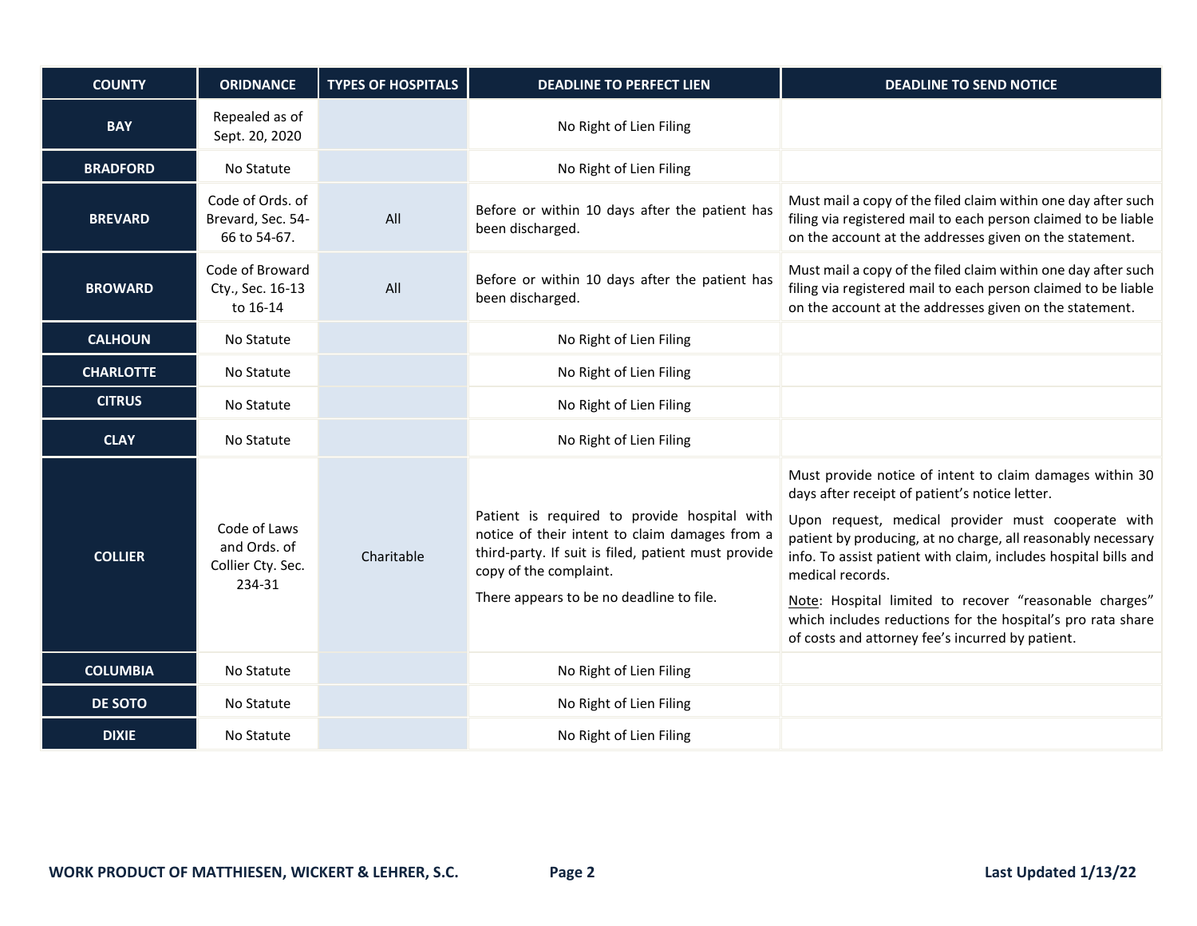| COUNTY | ORIDNANCE | TYPES OF HOSPITALS | DEADLINE TO PERFECT LIEN | DEADLINE TO SEND NOTICE |
|---|---|---|---|---|
| **BAY** | Repealed as of Sept. 20, 2020 | | No Right of Lien Filing | |
| **BRADFORD** | No Statute | | No Right of Lien Filing | |
| **BREVARD** | Code of Ords. of Brevard, Sec. 54-66 to 54-67. | All | Before or within 10 days after the patient has been discharged. | Must mail a copy of the filed claim within one day after such filing via registered mail to each person claimed to be liable on the account at the addresses given on the statement. |
| **BROWARD** | Code of Broward Cty., Sec. 16-13 to 16-14 | All | Before or within 10 days after the patient has been discharged. | Must mail a copy of the filed claim within one day after such filing via registered mail to each person claimed to be liable on the account at the addresses given on the statement. |
| **CALHOUN** | No Statute | | No Right of Lien Filing | |
| **CHARLOTTE** | No Statute | | No Right of Lien Filing | |
| **CITRUS** | No Statute | | No Right of Lien Filing | |
| **CLAY** | No Statute | | No Right of Lien Filing | |
| **COLLIER** | Code of Laws and Ords. of Collier Cty. Sec. 234-31 | Charitable | Patient is required to provide hospital with notice of their intent to claim damages from a third-party. If suit is filed, patient must provide copy of the complaint.<br><br>There appears to be no deadline to file. | Must provide notice of intent to claim damages within 30 days after receipt of patient's notice letter.<br><br>Upon request, medical provider must cooperate with patient by producing, at no charge, all reasonably necessary info. To assist patient with claim, includes hospital bills and medical records.<br><br>Note: Hospital limited to recover "reasonable charges" which includes reductions for the hospital's pro rata share of costs and attorney fee's incurred by patient. |
| **COLUMBIA** | No Statute | | No Right of Lien Filing | |
| **DE SOTO** | No Statute | | No Right of Lien Filing | |
| **DIXIE** | No Statute | | No Right of Lien Filing | |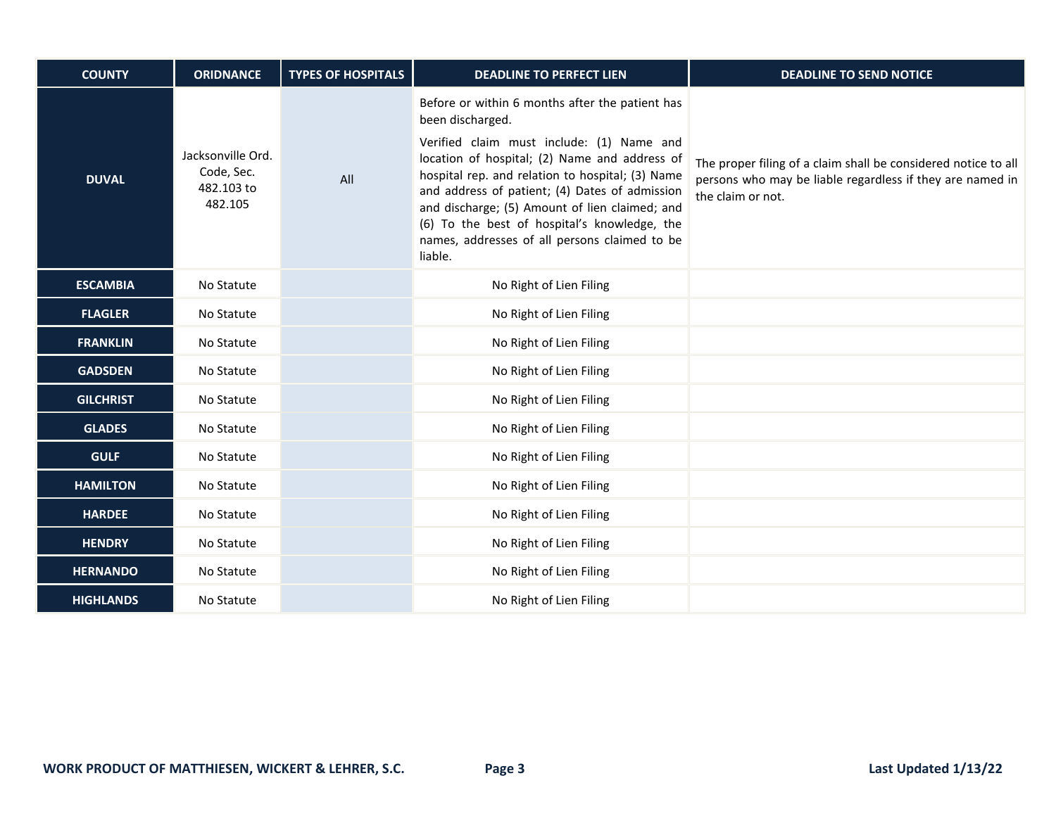| COUNTY | ORIDNANCE | TYPES OF HOSPITALS | DEADLINE TO PERFECT LIEN | DEADLINE TO SEND NOTICE |
|---|---|---|---|---|
| **DUVAL** | Jacksonville Ord. Code, Sec. 482.103 to 482.105 | All | Before or within 6 months after the patient has been discharged.<br><br>Verified claim must include: (1) Name and location of hospital; (2) Name and address of hospital rep. and relation to hospital; (3) Name and address of patient; (4) Dates of admission and discharge; (5) Amount of lien claimed; and (6) To the best of hospital's knowledge, the names, addresses of all persons claimed to be liable. | The proper filing of a claim shall be considered notice to all persons who may be liable regardless if they are named in the claim or not. |
| **ESCAMBIA** | No Statute | | No Right of Lien Filing | |
| **FLAGLER** | No Statute | | No Right of Lien Filing | |
| **FRANKLIN** | No Statute | | No Right of Lien Filing | |
| **GADSDEN** | No Statute | | No Right of Lien Filing | |
| **GILCHRIST** | No Statute | | No Right of Lien Filing | |
| **GLADES** | No Statute | | No Right of Lien Filing | |
| **GULF** | No Statute | | No Right of Lien Filing | |
| **HAMILTON** | No Statute | | No Right of Lien Filing | |
| **HARDEE** | No Statute | | No Right of Lien Filing | |
| **HENDRY** | No Statute | | No Right of Lien Filing | |
| **HERNANDO** | No Statute | | No Right of Lien Filing | |
| **HIGHLANDS** | No Statute | | No Right of Lien Filing | |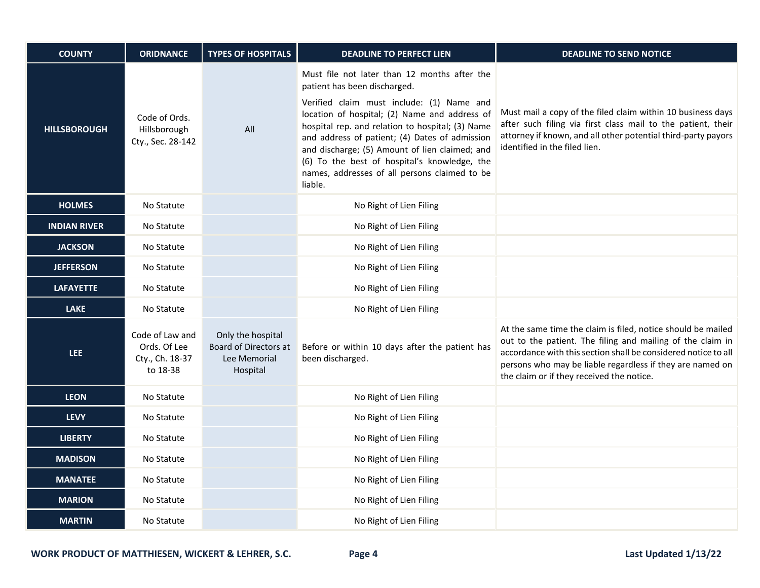| COUNTY | ORIDNANCE | TYPES OF HOSPITALS | DEADLINE TO PERFECT LIEN | DEADLINE TO SEND NOTICE |
|---|---|---|---|---|
| HILLSBOROUGH | Code of Ords. Hillsborough Cty., Sec. 28-142 | All | Must file not later than 12 months after the patient has been discharged. Verified claim must include: (1) Name and location of hospital; (2) Name and address of hospital rep. and relation to hospital; (3) Name and address of patient; (4) Dates of admission and discharge; (5) Amount of lien claimed; and (6) To the best of hospital's knowledge, the names, addresses of all persons claimed to be liable. | Must mail a copy of the filed claim within 10 business days after such filing via first class mail to the patient, their attorney if known, and all other potential third-party payors identified in the filed lien. |
| HOLMES | No Statute | | No Right of Lien Filing | |
| INDIAN RIVER | No Statute | | No Right of Lien Filing | |
| JACKSON | No Statute | | No Right of Lien Filing | |
| JEFFERSON | No Statute | | No Right of Lien Filing | |
| LAFAYETTE | No Statute | | No Right of Lien Filing | |
| LAKE | No Statute | | No Right of Lien Filing | |
| LEE | Code of Law and Ords. Of Lee Cty., Ch. 18-37 to 18-38 | Only the hospital Board of Directors at Lee Memorial Hospital | Before or within 10 days after the patient has been discharged. | At the same time the claim is filed, notice should be mailed out to the patient. The filing and mailing of the claim in accordance with this section shall be considered notice to all persons who may be liable regardless if they are named on the claim or if they received the notice. |
| LEON | No Statute | | No Right of Lien Filing | |
| LEVY | No Statute | | No Right of Lien Filing | |
| LIBERTY | No Statute | | No Right of Lien Filing | |
| MADISON | No Statute | | No Right of Lien Filing | |
| MANATEE | No Statute | | No Right of Lien Filing | |
| MARION | No Statute | | No Right of Lien Filing | |
| MARTIN | No Statute | | No Right of Lien Filing | |

**WORK PRODUCT OF MATTHIESEN, WICKERT & LEHRER, S.C.** **Last Updated 1/13/22**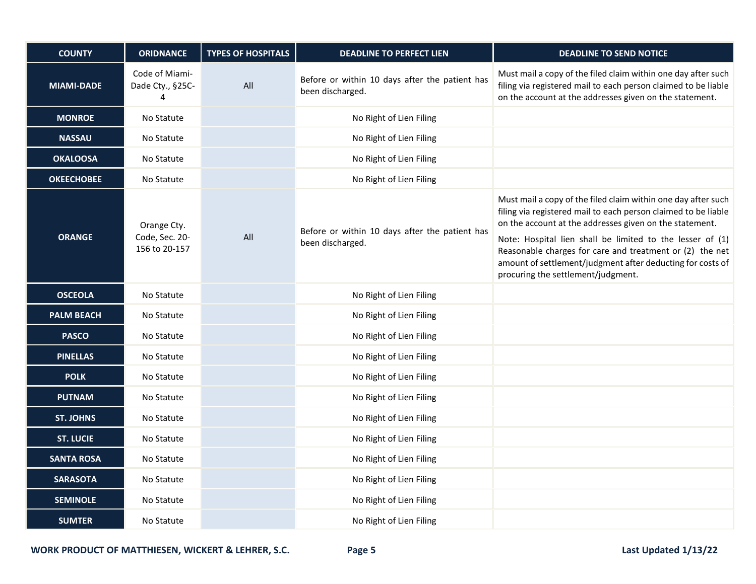| COUNTY | ORIDNANCE | TYPES OF HOSPITALS | DEADLINE TO PERFECT LIEN | DEADLINE TO SEND NOTICE |
|---|---|---|---|---|
| **MIAMI-DADE** | Code of Miami-Dade Cty., §25C-4 | All | Before or within 10 days after the patient has been discharged. | Must mail a copy of the filed claim within one day after such filing via registered mail to each person claimed to be liable on the account at the addresses given on the statement. |
| **MONROE** | No Statute | | No Right of Lien Filing | |
| **NASSAU** | No Statute | | No Right of Lien Filing | |
| **OKALOOSA** | No Statute | | No Right of Lien Filing | |
| **OKEECHOBEE** | No Statute | | No Right of Lien Filing | |
| **ORANGE** | Orange Cty. Code, Sec. 20-156 to 20-157 | All | Before or within 10 days after the patient has been discharged. | Must mail a copy of the filed claim within one day after such filing via registered mail to each person claimed to be liable on the account at the addresses given on the statement. Note: Hospital lien shall be limited to the lesser of (1) Reasonable charges for care and treatment or (2) the net amount of settlement/judgment after deducting for costs of procuring the settlement/judgment. |
| **OSCEOLA** | No Statute | | No Right of Lien Filing | |
| **PALM BEACH** | No Statute | | No Right of Lien Filing | |
| **PASCO** | No Statute | | No Right of Lien Filing | |
| **PINELLAS** | No Statute | | No Right of Lien Filing | |
| **POLK** | No Statute | | No Right of Lien Filing | |
| **PUTNAM** | No Statute | | No Right of Lien Filing | |
| **ST. JOHNS** | No Statute | | No Right of Lien Filing | |
| **ST. LUCIE** | No Statute | | No Right of Lien Filing | |
| **SANTA ROSA** | No Statute | | No Right of Lien Filing | |
| **SARASOTA** | No Statute | | No Right of Lien Filing | |
| **SEMINOLE** | No Statute | | No Right of Lien Filing | |
| **SUMTER** | No Statute | | No Right of Lien Filing | |

**WORK PRODUCT OF MATTHIESEN, WICKERT & LEHRER, S.C.** **Last Updated 1/13/22**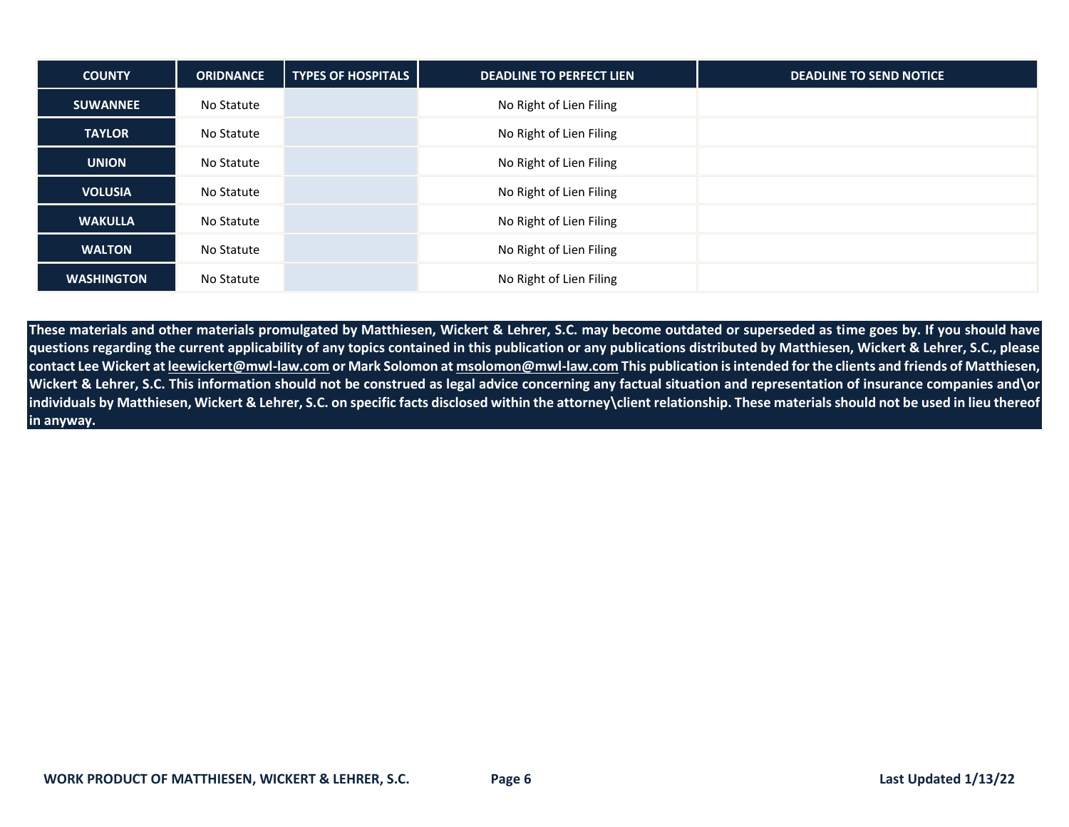| COUNTY | ORIDNANCE | TYPES OF HOSPITALS | DEADLINE TO PERFECT LIEN | DEADLINE TO SEND NOTICE |
|---|---|---|---|---|
| **SUWANNEE** | No Statute | | No Right of Lien Filing | |
| **TAYLOR** | No Statute | | No Right of Lien Filing | |
| **UNION** | No Statute | | No Right of Lien Filing | |
| **VOLUSIA** | No Statute | | No Right of Lien Filing | |
| **WAKULLA** | No Statute | | No Right of Lien Filing | |
| **WALTON** | No Statute | | No Right of Lien Filing | |
| **WASHINGTON** | No Statute | | No Right of Lien Filing | |

**These materials and other materials promulgated by Matthiesen, Wickert & Lehrer, S.C. may become outdated or superseded as time goes by. If you should have questions regarding the current applicability of any topics contained in this publication or any publications distributed by Matthiesen, Wickert & Lehrer, S.C., please contact Lee Wickert at leewickert@mwl-law.com or Mark Solomon at msolomon@mwl-law.com This publication is intended for the clients and friends of Matthiesen, Wickert & Lehrer, S.C. This information should not be construed as legal advice concerning any factual situation and representation of insurance companies and\or individuals by Matthiesen, Wickert & Lehrer, S.C. on specific facts disclosed within the attorney\client relationship. These materials should not be used in lieu thereof in anyway.**